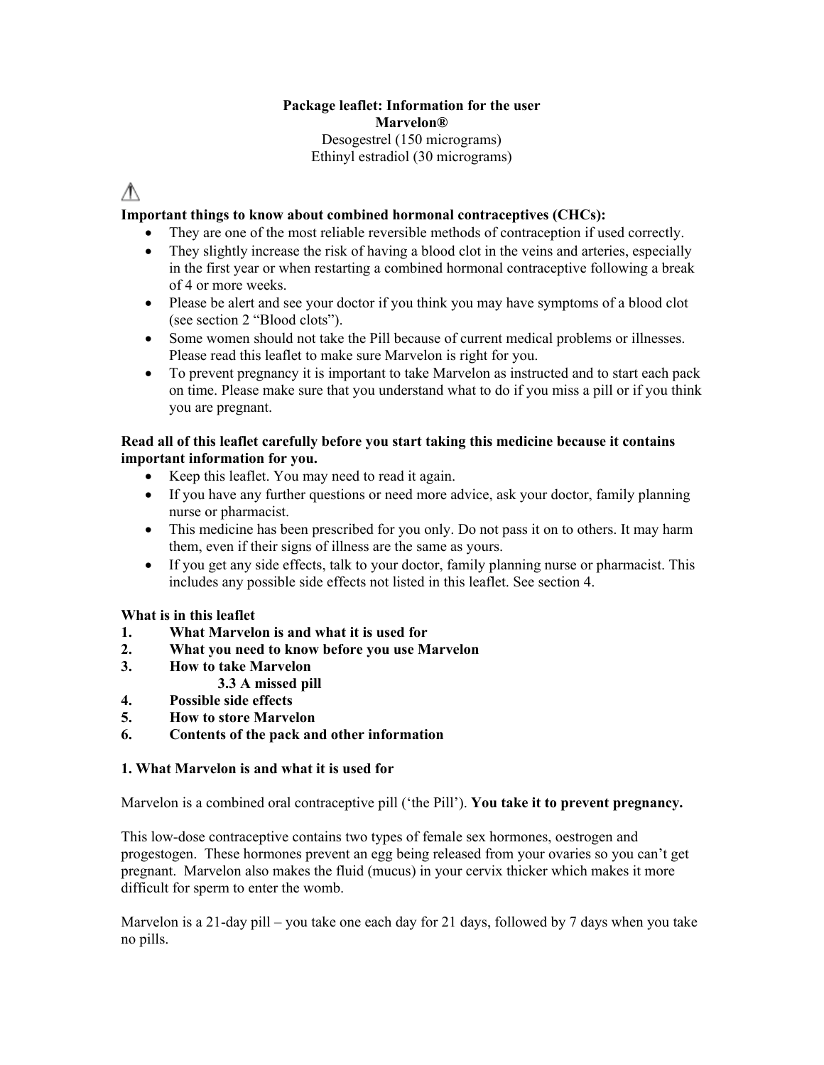**Package leaflet: Information for the user**
**Marvelon®**
Desogestrel (150 micrograms)
Ethinyl estradiol (30 micrograms)

⚠

**Important things to know about combined hormonal contraceptives (CHCs):**

- They are one of the most reliable reversible methods of contraception if used correctly.
- They slightly increase the risk of having a blood clot in the veins and arteries, especially in the first year or when restarting a combined hormonal contraceptive following a break of 4 or more weeks.
- Please be alert and see your doctor if you think you may have symptoms of a blood clot (see section 2 "Blood clots").
- Some women should not take the Pill because of current medical problems or illnesses. Please read this leaflet to make sure Marvelon is right for you.
- To prevent pregnancy it is important to take Marvelon as instructed and to start each pack on time. Please make sure that you understand what to do if you miss a pill or if you think you are pregnant.

**Read all of this leaflet carefully before you start taking this medicine because it contains important information for you.**

- Keep this leaflet. You may need to read it again.
- If you have any further questions or need more advice, ask your doctor, family planning nurse or pharmacist.
- This medicine has been prescribed for you only. Do not pass it on to others. It may harm them, even if their signs of illness are the same as yours.
- If you get any side effects, talk to your doctor, family planning nurse or pharmacist. This includes any possible side effects not listed in this leaflet. See section 4.

**What is in this leaflet**

1. **What Marvelon is and what it is used for**
2. **What you need to know before you use Marvelon**
3. **How to take Marvelon**
   **3.3 A missed pill**
4. **Possible side effects**
5. **How to store Marvelon**
6. **Contents of the pack and other information**

## 1. What Marvelon is and what it is used for

Marvelon is a combined oral contraceptive pill ('the Pill'). **You take it to prevent pregnancy.**

This low-dose contraceptive contains two types of female sex hormones, oestrogen and progestogen. These hormones prevent an egg being released from your ovaries so you can't get pregnant. Marvelon also makes the fluid (mucus) in your cervix thicker which makes it more difficult for sperm to enter the womb.

Marvelon is a 21-day pill – you take one each day for 21 days, followed by 7 days when you take no pills.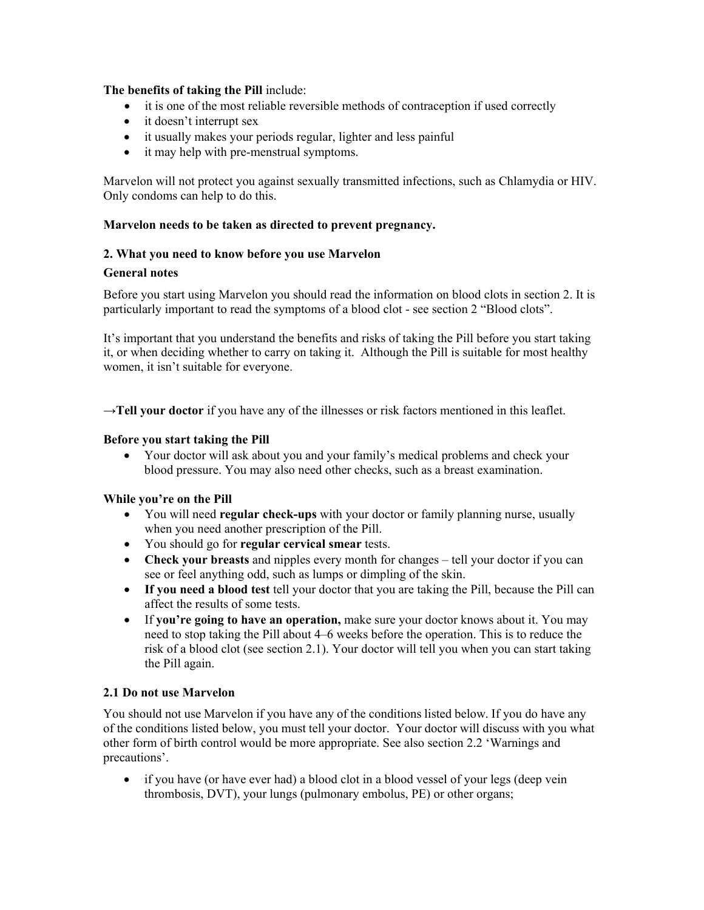**The benefits of taking the Pill** include:

- it is one of the most reliable reversible methods of contraception if used correctly
- it doesn't interrupt sex
- it usually makes your periods regular, lighter and less painful
- it may help with pre-menstrual symptoms.

Marvelon will not protect you against sexually transmitted infections, such as Chlamydia or HIV. Only condoms can help to do this.

**Marvelon needs to be taken as directed to prevent pregnancy.**

## 2. What you need to know before you use Marvelon

**General notes**

Before you start using Marvelon you should read the information on blood clots in section 2. It is particularly important to read the symptoms of a blood clot - see section 2 "Blood clots".

It's important that you understand the benefits and risks of taking the Pill before you start taking it, or when deciding whether to carry on taking it. Although the Pill is suitable for most healthy women, it isn't suitable for everyone.

→**Tell your doctor** if you have any of the illnesses or risk factors mentioned in this leaflet.

**Before you start taking the Pill**

- Your doctor will ask about you and your family's medical problems and check your blood pressure. You may also need other checks, such as a breast examination.

**While you're on the Pill**

- You will need **regular check-ups** with your doctor or family planning nurse, usually when you need another prescription of the Pill.
- You should go for **regular cervical smear** tests.
- **Check your breasts** and nipples every month for changes – tell your doctor if you can see or feel anything odd, such as lumps or dimpling of the skin.
- **If you need a blood test** tell your doctor that you are taking the Pill, because the Pill can affect the results of some tests.
- If **you're going to have an operation,** make sure your doctor knows about it. You may need to stop taking the Pill about 4–6 weeks before the operation. This is to reduce the risk of a blood clot (see section 2.1). Your doctor will tell you when you can start taking the Pill again.

### 2.1 Do not use Marvelon

You should not use Marvelon if you have any of the conditions listed below. If you do have any of the conditions listed below, you must tell your doctor. Your doctor will discuss with you what other form of birth control would be more appropriate. See also section 2.2 'Warnings and precautions'.

- if you have (or have ever had) a blood clot in a blood vessel of your legs (deep vein thrombosis, DVT), your lungs (pulmonary embolus, PE) or other organs;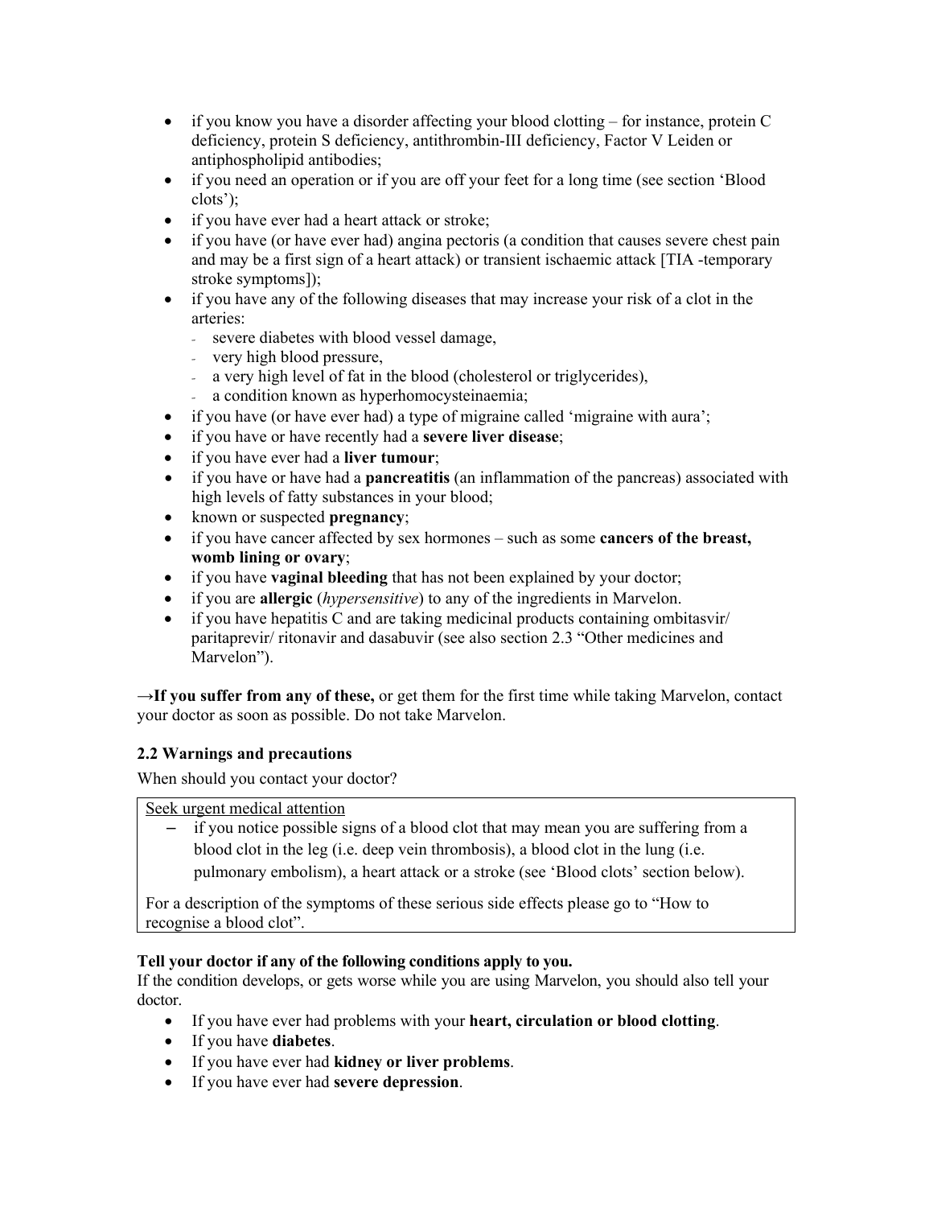- if you know you have a disorder affecting your blood clotting – for instance, protein C deficiency, protein S deficiency, antithrombin-III deficiency, Factor V Leiden or antiphospholipid antibodies;
- if you need an operation or if you are off your feet for a long time (see section 'Blood clots');
- if you have ever had a heart attack or stroke;
- if you have (or have ever had) angina pectoris (a condition that causes severe chest pain and may be a first sign of a heart attack) or transient ischaemic attack [TIA -temporary stroke symptoms]);
- if you have any of the following diseases that may increase your risk of a clot in the arteries:
  - severe diabetes with blood vessel damage,
  - very high blood pressure,
  - a very high level of fat in the blood (cholesterol or triglycerides),
  - a condition known as hyperhomocysteinaemia;
- if you have (or have ever had) a type of migraine called 'migraine with aura';
- if you have or have recently had a **severe liver disease**;
- if you have ever had a **liver tumour**;
- if you have or have had a **pancreatitis** (an inflammation of the pancreas) associated with high levels of fatty substances in your blood;
- known or suspected **pregnancy**;
- if you have cancer affected by sex hormones – such as some **cancers of the breast, womb lining or ovary**;
- if you have **vaginal bleeding** that has not been explained by your doctor;
- if you are **allergic** (*hypersensitive*) to any of the ingredients in Marvelon.
- if you have hepatitis C and are taking medicinal products containing ombitasvir/ paritaprevir/ ritonavir and dasabuvir (see also section 2.3 "Other medicines and Marvelon").

**→If you suffer from any of these,** or get them for the first time while taking Marvelon, contact your doctor as soon as possible. Do not take Marvelon.

### 2.2 Warnings and precautions

When should you contact your doctor?

Seek urgent medical attention

- if you notice possible signs of a blood clot that may mean you are suffering from a blood clot in the leg (i.e. deep vein thrombosis), a blood clot in the lung (i.e. pulmonary embolism), a heart attack or a stroke (see 'Blood clots' section below).

For a description of the symptoms of these serious side effects please go to "How to recognise a blood clot".

**Tell your doctor if any of the following conditions apply to you.**

If the condition develops, or gets worse while you are using Marvelon, you should also tell your doctor.

- If you have ever had problems with your **heart, circulation or blood clotting**.
- If you have **diabetes**.
- If you have ever had **kidney or liver problems**.
- If you have ever had **severe depression**.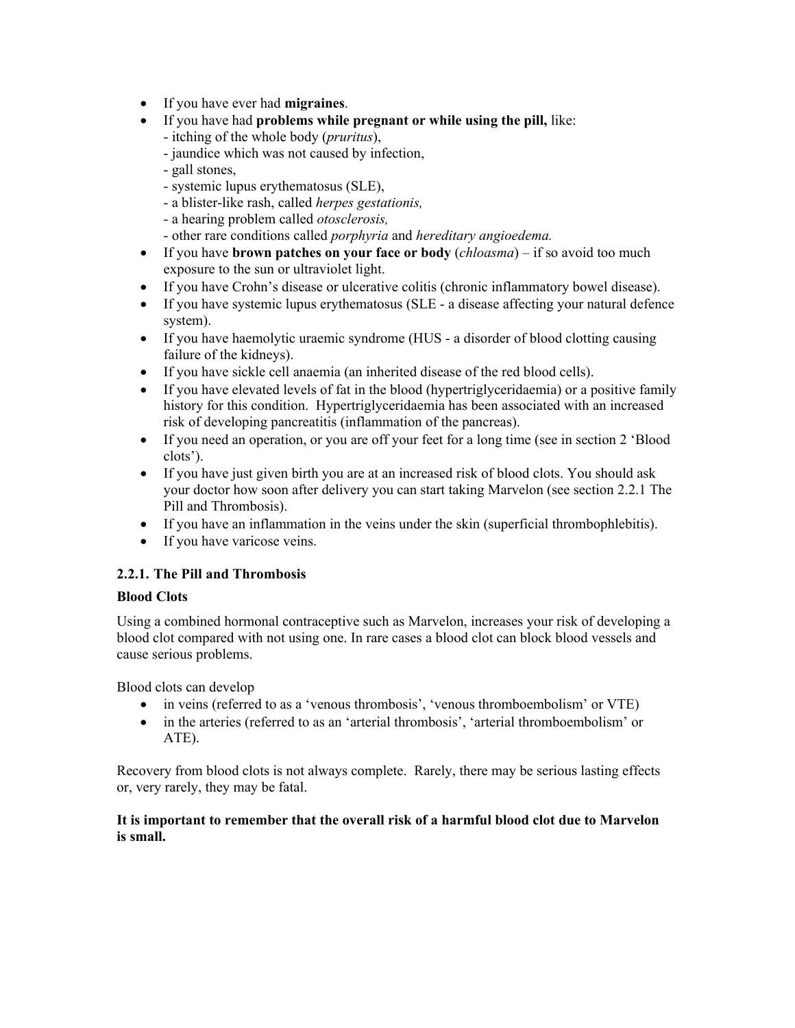- If you have ever had **migraines**.
- If you have had **problems while pregnant or while using the pill,** like:
  - itching of the whole body (*pruritus*),
  - jaundice which was not caused by infection,
  - gall stones,
  - systemic lupus erythematosus (SLE),
  - a blister-like rash, called *herpes gestationis,*
  - a hearing problem called *otosclerosis,*
  - other rare conditions called *porphyria* and *hereditary angioedema.*
- If you have **brown patches on your face or body** (*chloasma*) – if so avoid too much exposure to the sun or ultraviolet light.
- If you have Crohn's disease or ulcerative colitis (chronic inflammatory bowel disease).
- If you have systemic lupus erythematosus (SLE - a disease affecting your natural defence system).
- If you have haemolytic uraemic syndrome (HUS - a disorder of blood clotting causing failure of the kidneys).
- If you have sickle cell anaemia (an inherited disease of the red blood cells).
- If you have elevated levels of fat in the blood (hypertriglyceridaemia) or a positive family history for this condition. Hypertriglyceridaemia has been associated with an increased risk of developing pancreatitis (inflammation of the pancreas).
- If you need an operation, or you are off your feet for a long time (see in section 2 'Blood clots').
- If you have just given birth you are at an increased risk of blood clots. You should ask your doctor how soon after delivery you can start taking Marvelon (see section 2.2.1 The Pill and Thrombosis).
- If you have an inflammation in the veins under the skin (superficial thrombophlebitis).
- If you have varicose veins.

### 2.2.1. The Pill and Thrombosis

**Blood Clots**

Using a combined hormonal contraceptive such as Marvelon, increases your risk of developing a blood clot compared with not using one. In rare cases a blood clot can block blood vessels and cause serious problems.

Blood clots can develop

- in veins (referred to as a 'venous thrombosis', 'venous thromboembolism' or VTE)
- in the arteries (referred to as an 'arterial thrombosis', 'arterial thromboembolism' or ATE).

Recovery from blood clots is not always complete. Rarely, there may be serious lasting effects or, very rarely, they may be fatal.

**It is important to remember that the overall risk of a harmful blood clot due to Marvelon is small.**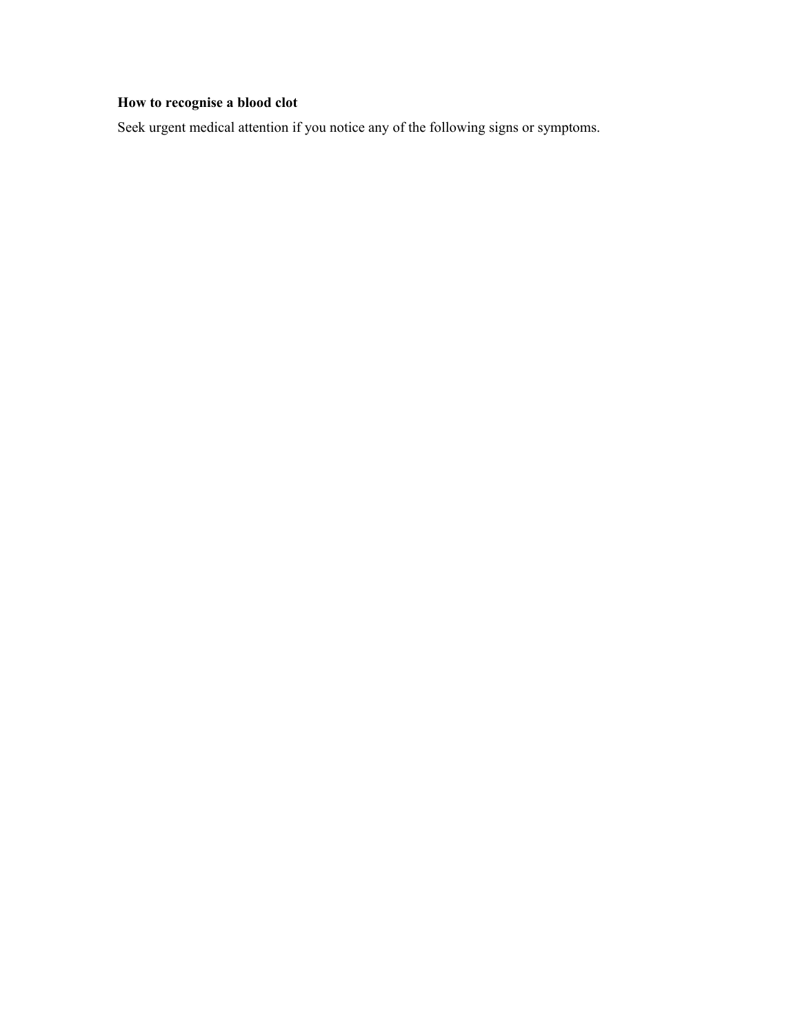**How to recognise a blood clot**

Seek urgent medical attention if you notice any of the following signs or symptoms.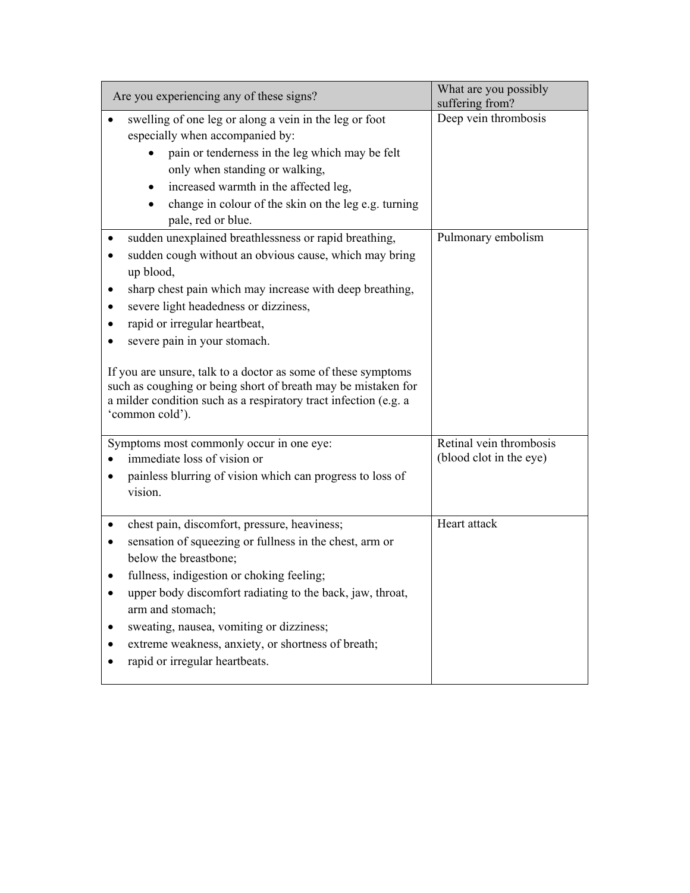| Are you experiencing any of these signs? | What are you possibly suffering from? |
| --- | --- |
| • swelling of one leg or along a vein in the leg or foot especially when accompanied by:<br>  • pain or tenderness in the leg which may be felt only when standing or walking,<br>  • increased warmth in the affected leg,<br>  • change in colour of the skin on the leg e.g. turning pale, red or blue. | Deep vein thrombosis |
| • sudden unexplained breathlessness or rapid breathing,<br>• sudden cough without an obvious cause, which may bring up blood,<br>• sharp chest pain which may increase with deep breathing,<br>• severe light headedness or dizziness,<br>• rapid or irregular heartbeat,<br>• severe pain in your stomach.<br><br>If you are unsure, talk to a doctor as some of these symptoms such as coughing or being short of breath may be mistaken for a milder condition such as a respiratory tract infection (e.g. a 'common cold'). | Pulmonary embolism |
| Symptoms most commonly occur in one eye:<br>• immediate loss of vision or<br>• painless blurring of vision which can progress to loss of vision. | Retinal vein thrombosis (blood clot in the eye) |
| • chest pain, discomfort, pressure, heaviness;<br>• sensation of squeezing or fullness in the chest, arm or below the breastbone;<br>• fullness, indigestion or choking feeling;<br>• upper body discomfort radiating to the back, jaw, throat, arm and stomach;<br>• sweating, nausea, vomiting or dizziness;<br>• extreme weakness, anxiety, or shortness of breath;<br>• rapid or irregular heartbeats. | Heart attack |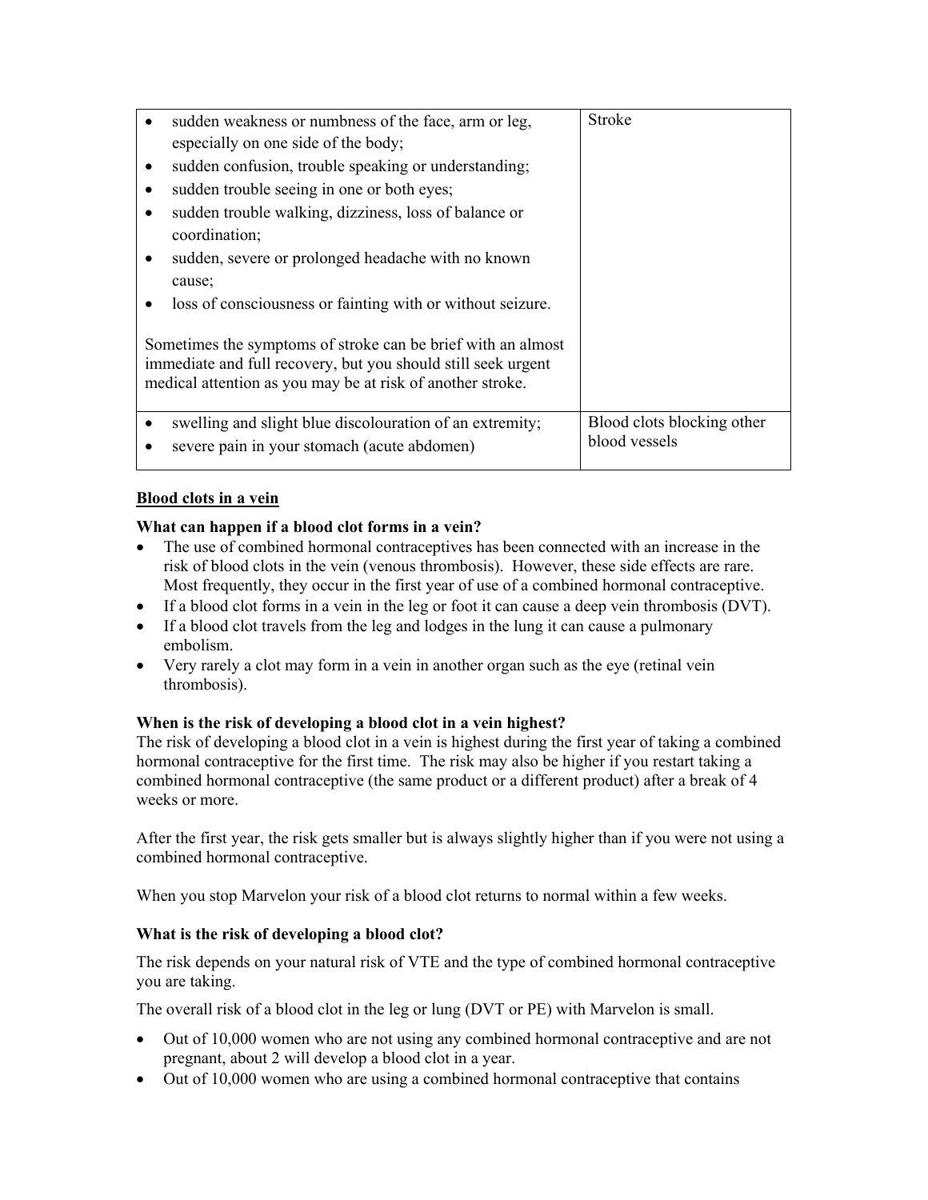| | |
|---|---|
| • sudden weakness or numbness of the face, arm or leg, especially on one side of the body;<br>• sudden confusion, trouble speaking or understanding;<br>• sudden trouble seeing in one or both eyes;<br>• sudden trouble walking, dizziness, loss of balance or coordination;<br>• sudden, severe or prolonged headache with no known cause;<br>• loss of consciousness or fainting with or without seizure.<br><br>Sometimes the symptoms of stroke can be brief with an almost immediate and full recovery, but you should still seek urgent medical attention as you may be at risk of another stroke. | Stroke |
| • swelling and slight blue discolouration of an extremity;<br>• severe pain in your stomach (acute abdomen) | Blood clots blocking other blood vessels |

<u>**Blood clots in a vein**</u>

**What can happen if a blood clot forms in a vein?**

- The use of combined hormonal contraceptives has been connected with an increase in the risk of blood clots in the vein (venous thrombosis). However, these side effects are rare. Most frequently, they occur in the first year of use of a combined hormonal contraceptive.
- If a blood clot forms in a vein in the leg or foot it can cause a deep vein thrombosis (DVT).
- If a blood clot travels from the leg and lodges in the lung it can cause a pulmonary embolism.
- Very rarely a clot may form in a vein in another organ such as the eye (retinal vein thrombosis).

**When is the risk of developing a blood clot in a vein highest?**

The risk of developing a blood clot in a vein is highest during the first year of taking a combined hormonal contraceptive for the first time. The risk may also be higher if you restart taking a combined hormonal contraceptive (the same product or a different product) after a break of 4 weeks or more.

After the first year, the risk gets smaller but is always slightly higher than if you were not using a combined hormonal contraceptive.

When you stop Marvelon your risk of a blood clot returns to normal within a few weeks.

**What is the risk of developing a blood clot?**

The risk depends on your natural risk of VTE and the type of combined hormonal contraceptive you are taking.

The overall risk of a blood clot in the leg or lung (DVT or PE) with Marvelon is small.

- Out of 10,000 women who are not using any combined hormonal contraceptive and are not pregnant, about 2 will develop a blood clot in a year.
- Out of 10,000 women who are using a combined hormonal contraceptive that contains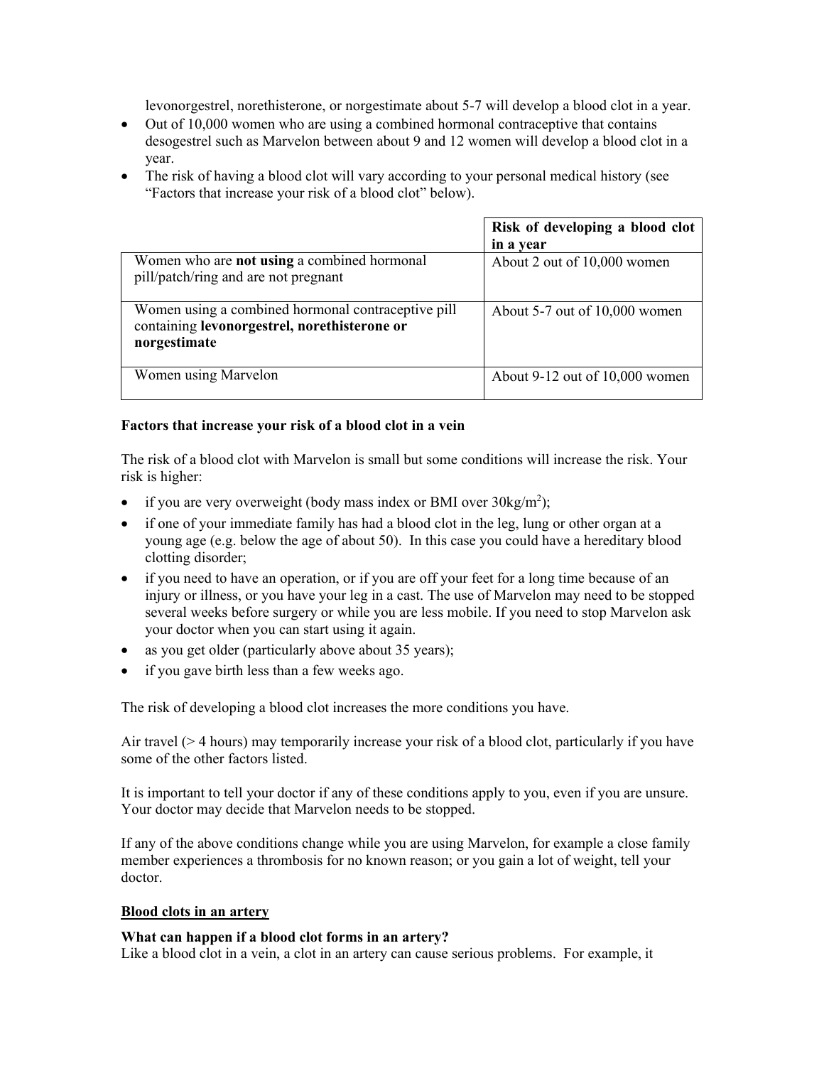levonorgestrel, norethisterone, or norgestimate about 5-7 will develop a blood clot in a year.

- Out of 10,000 women who are using a combined hormonal contraceptive that contains desogestrel such as Marvelon between about 9 and 12 women will develop a blood clot in a year.
- The risk of having a blood clot will vary according to your personal medical history (see "Factors that increase your risk of a blood clot" below).

| | **Risk of developing a blood clot in a year** |
|---|---|
| Women who are **not using** a combined hormonal pill/patch/ring and are not pregnant | About 2 out of 10,000 women |
| Women using a combined hormonal contraceptive pill containing **levonorgestrel, norethisterone or norgestimate** | About 5-7 out of 10,000 women |
| Women using Marvelon | About 9-12 out of 10,000 women |

**Factors that increase your risk of a blood clot in a vein**

The risk of a blood clot with Marvelon is small but some conditions will increase the risk. Your risk is higher:

- if you are very overweight (body mass index or BMI over 30kg/m$^2$);
- if one of your immediate family has had a blood clot in the leg, lung or other organ at a young age (e.g. below the age of about 50). In this case you could have a hereditary blood clotting disorder;
- if you need to have an operation, or if you are off your feet for a long time because of an injury or illness, or you have your leg in a cast. The use of Marvelon may need to be stopped several weeks before surgery or while you are less mobile. If you need to stop Marvelon ask your doctor when you can start using it again.
- as you get older (particularly above about 35 years);
- if you gave birth less than a few weeks ago.

The risk of developing a blood clot increases the more conditions you have.

Air travel (> 4 hours) may temporarily increase your risk of a blood clot, particularly if you have some of the other factors listed.

It is important to tell your doctor if any of these conditions apply to you, even if you are unsure. Your doctor may decide that Marvelon needs to be stopped.

If any of the above conditions change while you are using Marvelon, for example a close family member experiences a thrombosis for no known reason; or you gain a lot of weight, tell your doctor.

**<u>Blood clots in an artery</u>**

**What can happen if a blood clot forms in an artery?**

Like a blood clot in a vein, a clot in an artery can cause serious problems. For example, it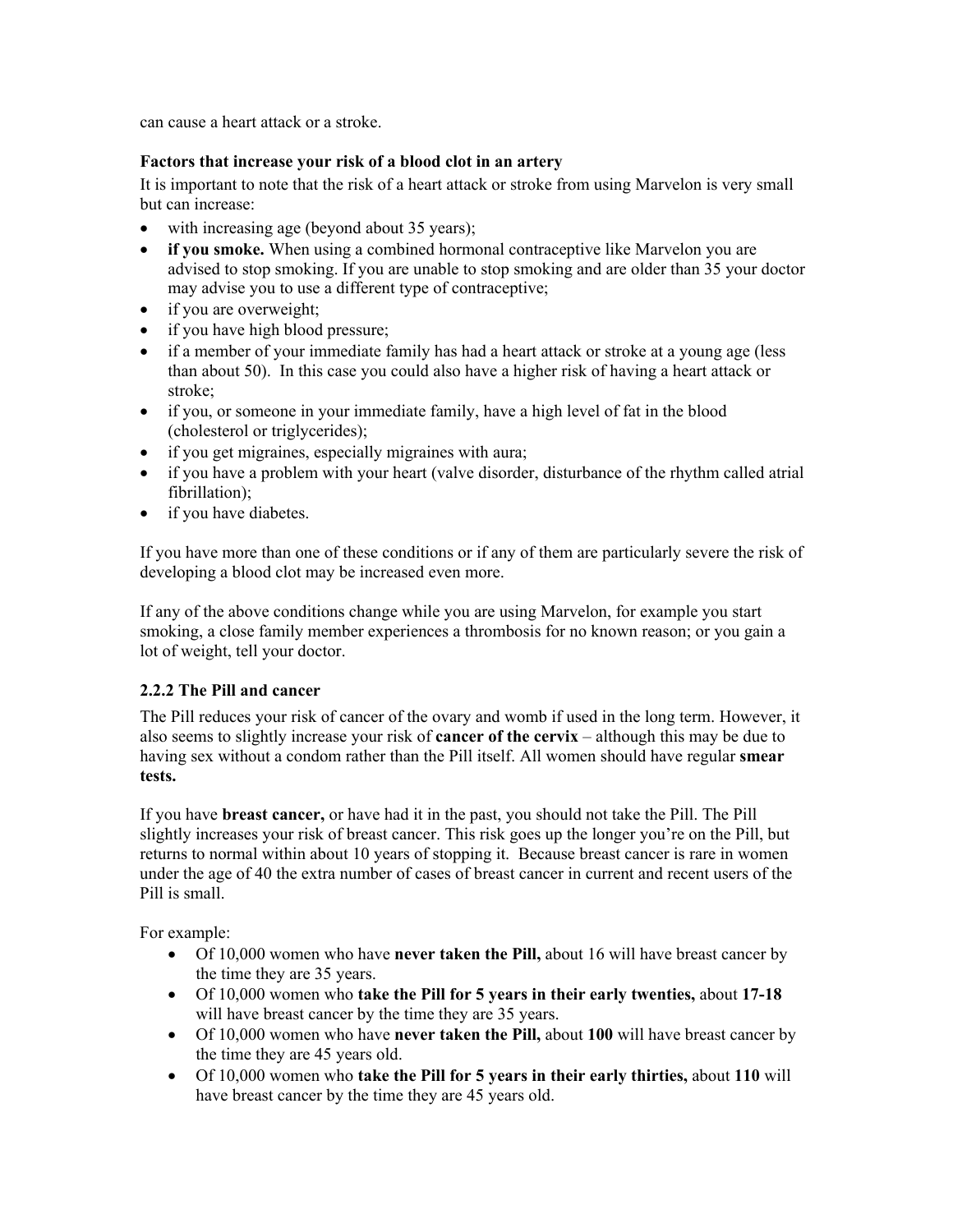can cause a heart attack or a stroke.

**Factors that increase your risk of a blood clot in an artery**

It is important to note that the risk of a heart attack or stroke from using Marvelon is very small but can increase:

- with increasing age (beyond about 35 years);
- **if you smoke.** When using a combined hormonal contraceptive like Marvelon you are advised to stop smoking. If you are unable to stop smoking and are older than 35 your doctor may advise you to use a different type of contraceptive;
- if you are overweight;
- if you have high blood pressure;
- if a member of your immediate family has had a heart attack or stroke at a young age (less than about 50). In this case you could also have a higher risk of having a heart attack or stroke;
- if you, or someone in your immediate family, have a high level of fat in the blood (cholesterol or triglycerides);
- if you get migraines, especially migraines with aura;
- if you have a problem with your heart (valve disorder, disturbance of the rhythm called atrial fibrillation);
- if you have diabetes.

If you have more than one of these conditions or if any of them are particularly severe the risk of developing a blood clot may be increased even more.

If any of the above conditions change while you are using Marvelon, for example you start smoking, a close family member experiences a thrombosis for no known reason; or you gain a lot of weight, tell your doctor.

### 2.2.2 The Pill and cancer

The Pill reduces your risk of cancer of the ovary and womb if used in the long term. However, it also seems to slightly increase your risk of **cancer of the cervix** – although this may be due to having sex without a condom rather than the Pill itself. All women should have regular **smear tests.**

If you have **breast cancer,** or have had it in the past, you should not take the Pill. The Pill slightly increases your risk of breast cancer. This risk goes up the longer you're on the Pill, but returns to normal within about 10 years of stopping it. Because breast cancer is rare in women under the age of 40 the extra number of cases of breast cancer in current and recent users of the Pill is small.

For example:

- Of 10,000 women who have **never taken the Pill,** about 16 will have breast cancer by the time they are 35 years.
- Of 10,000 women who **take the Pill for 5 years in their early twenties,** about **17-18** will have breast cancer by the time they are 35 years.
- Of 10,000 women who have **never taken the Pill,** about **100** will have breast cancer by the time they are 45 years old.
- Of 10,000 women who **take the Pill for 5 years in their early thirties,** about **110** will have breast cancer by the time they are 45 years old.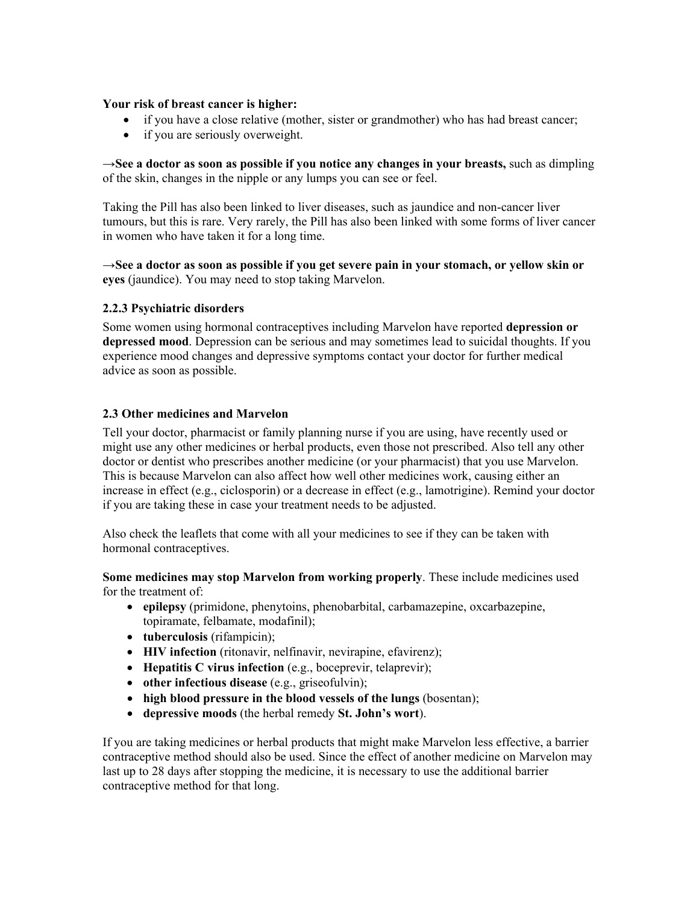**Your risk of breast cancer is higher:**

- if you have a close relative (mother, sister or grandmother) who has had breast cancer;
- if you are seriously overweight.

**→See a doctor as soon as possible if you notice any changes in your breasts,** such as dimpling of the skin, changes in the nipple or any lumps you can see or feel.

Taking the Pill has also been linked to liver diseases, such as jaundice and non-cancer liver tumours, but this is rare. Very rarely, the Pill has also been linked with some forms of liver cancer in women who have taken it for a long time.

**→See a doctor as soon as possible if you get severe pain in your stomach, or yellow skin or eyes** (jaundice). You may need to stop taking Marvelon.

### 2.2.3 Psychiatric disorders

Some women using hormonal contraceptives including Marvelon have reported **depression or depressed mood**. Depression can be serious and may sometimes lead to suicidal thoughts. If you experience mood changes and depressive symptoms contact your doctor for further medical advice as soon as possible.

## 2.3 Other medicines and Marvelon

Tell your doctor, pharmacist or family planning nurse if you are using, have recently used or might use any other medicines or herbal products, even those not prescribed. Also tell any other doctor or dentist who prescribes another medicine (or your pharmacist) that you use Marvelon. This is because Marvelon can also affect how well other medicines work, causing either an increase in effect (e.g., ciclosporin) or a decrease in effect (e.g., lamotrigine). Remind your doctor if you are taking these in case your treatment needs to be adjusted.

Also check the leaflets that come with all your medicines to see if they can be taken with hormonal contraceptives.

**Some medicines may stop Marvelon from working properly**. These include medicines used for the treatment of:

- **epilepsy** (primidone, phenytoins, phenobarbital, carbamazepine, oxcarbazepine, topiramate, felbamate, modafinil);
- **tuberculosis** (rifampicin);
- **HIV infection** (ritonavir, nelfinavir, nevirapine, efavirenz);
- **Hepatitis C virus infection** (e.g., boceprevir, telaprevir);
- **other infectious disease** (e.g., griseofulvin);
- **high blood pressure in the blood vessels of the lungs** (bosentan);
- **depressive moods** (the herbal remedy **St. John's wort**).

If you are taking medicines or herbal products that might make Marvelon less effective, a barrier contraceptive method should also be used. Since the effect of another medicine on Marvelon may last up to 28 days after stopping the medicine, it is necessary to use the additional barrier contraceptive method for that long.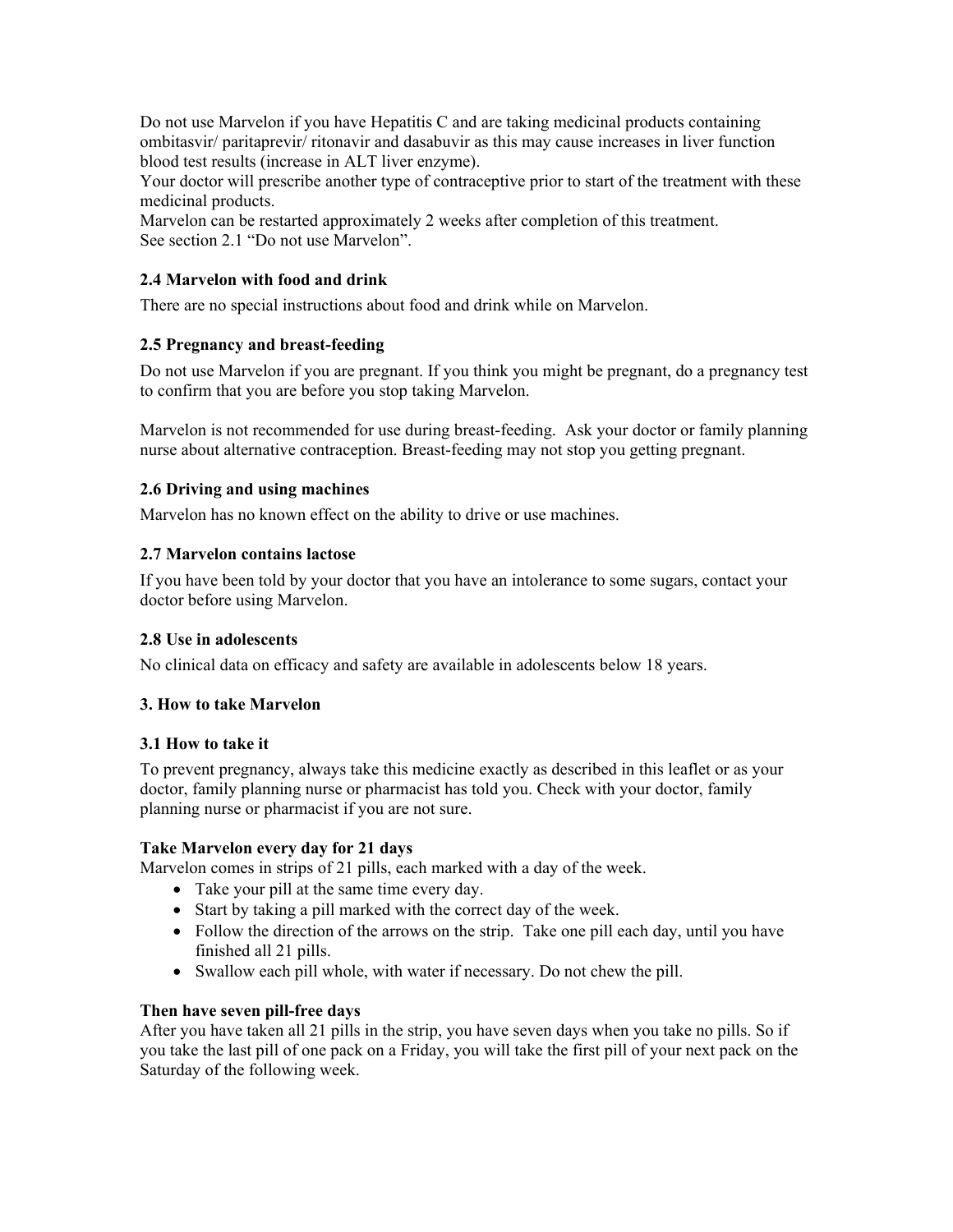Do not use Marvelon if you have Hepatitis C and are taking medicinal products containing ombitasvir/ paritaprevir/ ritonavir and dasabuvir as this may cause increases in liver function blood test results (increase in ALT liver enzyme).
Your doctor will prescribe another type of contraceptive prior to start of the treatment with these medicinal products.
Marvelon can be restarted approximately 2 weeks after completion of this treatment.
See section 2.1 "Do not use Marvelon".

### 2.4 Marvelon with food and drink

There are no special instructions about food and drink while on Marvelon.

### 2.5 Pregnancy and breast-feeding

Do not use Marvelon if you are pregnant. If you think you might be pregnant, do a pregnancy test to confirm that you are before you stop taking Marvelon.

Marvelon is not recommended for use during breast-feeding. Ask your doctor or family planning nurse about alternative contraception. Breast-feeding may not stop you getting pregnant.

### 2.6 Driving and using machines

Marvelon has no known effect on the ability to drive or use machines.

### 2.7 Marvelon contains lactose

If you have been told by your doctor that you have an intolerance to some sugars, contact your doctor before using Marvelon.

### 2.8 Use in adolescents

No clinical data on efficacy and safety are available in adolescents below 18 years.

## 3. How to take Marvelon

### 3.1 How to take it

To prevent pregnancy, always take this medicine exactly as described in this leaflet or as your doctor, family planning nurse or pharmacist has told you. Check with your doctor, family planning nurse or pharmacist if you are not sure.

**Take Marvelon every day for 21 days**

Marvelon comes in strips of 21 pills, each marked with a day of the week.

- Take your pill at the same time every day.
- Start by taking a pill marked with the correct day of the week.
- Follow the direction of the arrows on the strip. Take one pill each day, until you have finished all 21 pills.
- Swallow each pill whole, with water if necessary. Do not chew the pill.

**Then have seven pill-free days**

After you have taken all 21 pills in the strip, you have seven days when you take no pills. So if you take the last pill of one pack on a Friday, you will take the first pill of your next pack on the Saturday of the following week.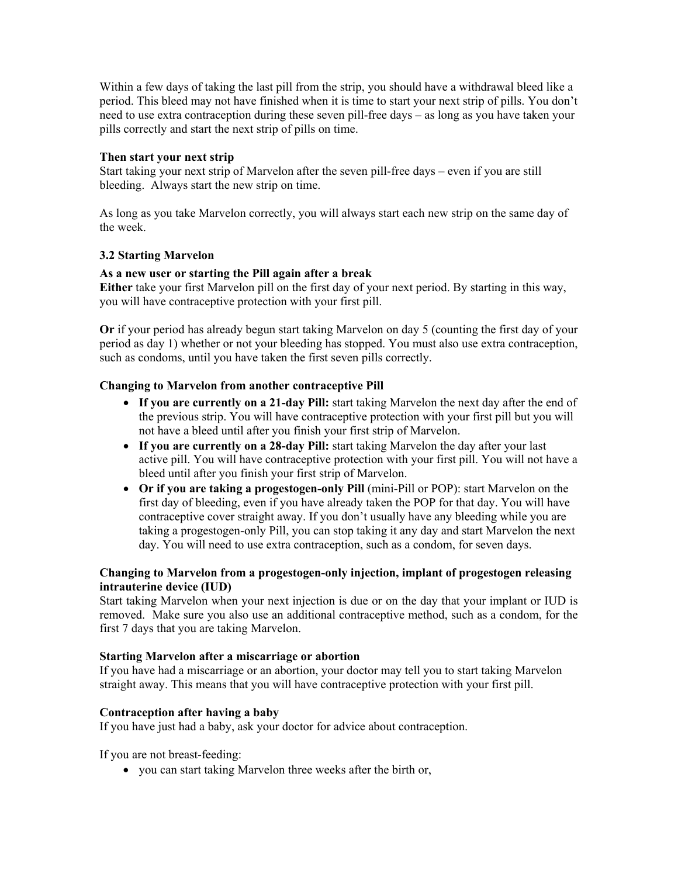Within a few days of taking the last pill from the strip, you should have a withdrawal bleed like a period. This bleed may not have finished when it is time to start your next strip of pills. You don't need to use extra contraception during these seven pill-free days – as long as you have taken your pills correctly and start the next strip of pills on time.

**Then start your next strip**

Start taking your next strip of Marvelon after the seven pill-free days – even if you are still bleeding. Always start the new strip on time.

As long as you take Marvelon correctly, you will always start each new strip on the same day of the week.

### 3.2 Starting Marvelon

**As a new user or starting the Pill again after a break**

**Either** take your first Marvelon pill on the first day of your next period. By starting in this way, you will have contraceptive protection with your first pill.

**Or** if your period has already begun start taking Marvelon on day 5 (counting the first day of your period as day 1) whether or not your bleeding has stopped. You must also use extra contraception, such as condoms, until you have taken the first seven pills correctly.

**Changing to Marvelon from another contraceptive Pill**

- **If you are currently on a 21-day Pill:** start taking Marvelon the next day after the end of the previous strip. You will have contraceptive protection with your first pill but you will not have a bleed until after you finish your first strip of Marvelon.
- **If you are currently on a 28-day Pill:** start taking Marvelon the day after your last active pill. You will have contraceptive protection with your first pill. You will not have a bleed until after you finish your first strip of Marvelon.
- **Or if you are taking a progestogen-only Pill** (mini-Pill or POP): start Marvelon on the first day of bleeding, even if you have already taken the POP for that day. You will have contraceptive cover straight away. If you don't usually have any bleeding while you are taking a progestogen-only Pill, you can stop taking it any day and start Marvelon the next day. You will need to use extra contraception, such as a condom, for seven days.

**Changing to Marvelon from a progestogen-only injection, implant of progestogen releasing intrauterine device (IUD)**

Start taking Marvelon when your next injection is due or on the day that your implant or IUD is removed. Make sure you also use an additional contraceptive method, such as a condom, for the first 7 days that you are taking Marvelon.

**Starting Marvelon after a miscarriage or abortion**

If you have had a miscarriage or an abortion, your doctor may tell you to start taking Marvelon straight away. This means that you will have contraceptive protection with your first pill.

**Contraception after having a baby**

If you have just had a baby, ask your doctor for advice about contraception.

If you are not breast-feeding:

- you can start taking Marvelon three weeks after the birth or,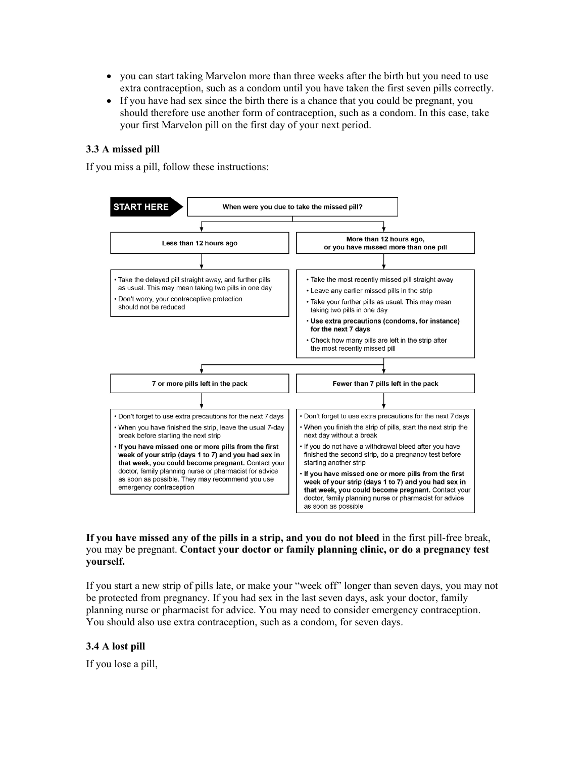- you can start taking Marvelon more than three weeks after the birth but you need to use extra contraception, such as a condom until you have taken the first seven pills correctly.
- If you have had sex since the birth there is a chance that you could be pregnant, you should therefore use another form of contraception, such as a condom. In this case, take your first Marvelon pill on the first day of your next period.

### 3.3 A missed pill

If you miss a pill, follow these instructions:

**START HERE** → **When were you due to take the missed pill?**

**Less than 12 hours ago**

- Take the delayed pill straight away, and further pills as usual. This may mean taking two pills in one day
- Don't worry, your contraceptive protection should not be reduced

**More than 12 hours ago, or you have missed more than one pill**

- Take the most recently missed pill straight away
- Leave any earlier missed pills in the strip
- Take your further pills as usual. This may mean taking two pills in one day
- **Use extra precautions (condoms, for instance) for the next 7 days**
- Check how many pills are left in the strip after the most recently missed pill

**7 or more pills left in the pack**

- Don't forget to use extra precautions for the next 7 days
- When you have finished the strip, leave the usual 7-day break before starting the next strip
- **If you have missed one or more pills from the first week of your strip (days 1 to 7) and you had sex in that week, you could become pregnant.** Contact your doctor, family planning nurse or pharmacist for advice as soon as possible. They may recommend you use emergency contraception

**Fewer than 7 pills left in the pack**

- Don't forget to use extra precautions for the next 7 days
- When you finish the strip of pills, start the next strip the next day without a break
- If you do not have a withdrawal bleed after you have finished the second strip, do a pregnancy test before starting another strip
- **If you have missed one or more pills from the first week of your strip (days 1 to 7) and you had sex in that week, you could become pregnant.** Contact your doctor, family planning nurse or pharmacist for advice as soon as possible

**If you have missed any of the pills in a strip, and you do not bleed** in the first pill-free break, you may be pregnant. **Contact your doctor or family planning clinic, or do a pregnancy test yourself.**

If you start a new strip of pills late, or make your "week off" longer than seven days, you may not be protected from pregnancy. If you had sex in the last seven days, ask your doctor, family planning nurse or pharmacist for advice. You may need to consider emergency contraception. You should also use extra contraception, such as a condom, for seven days.

### 3.4 A lost pill

If you lose a pill,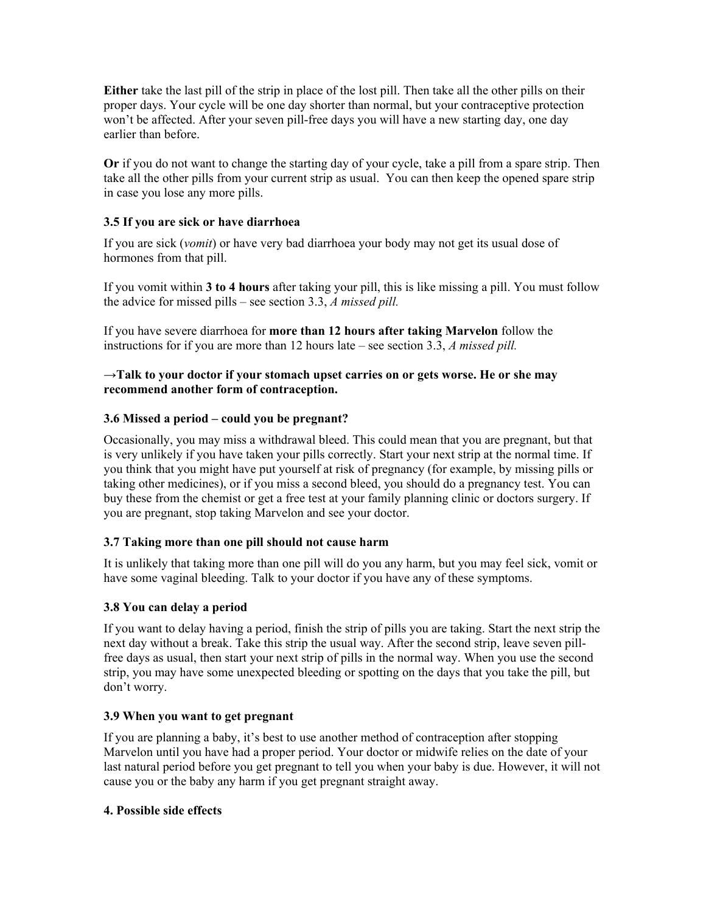**Either** take the last pill of the strip in place of the lost pill. Then take all the other pills on their proper days. Your cycle will be one day shorter than normal, but your contraceptive protection won't be affected. After your seven pill-free days you will have a new starting day, one day earlier than before.

**Or** if you do not want to change the starting day of your cycle, take a pill from a spare strip. Then take all the other pills from your current strip as usual. You can then keep the opened spare strip in case you lose any more pills.

### 3.5 If you are sick or have diarrhoea

If you are sick (*vomit*) or have very bad diarrhoea your body may not get its usual dose of hormones from that pill.

If you vomit within **3 to 4 hours** after taking your pill, this is like missing a pill. You must follow the advice for missed pills – see section 3.3, *A missed pill.*

If you have severe diarrhoea for **more than 12 hours after taking Marvelon** follow the instructions for if you are more than 12 hours late – see section 3.3, *A missed pill.*

**→Talk to your doctor if your stomach upset carries on or gets worse. He or she may recommend another form of contraception.**

### 3.6 Missed a period – could you be pregnant?

Occasionally, you may miss a withdrawal bleed. This could mean that you are pregnant, but that is very unlikely if you have taken your pills correctly. Start your next strip at the normal time. If you think that you might have put yourself at risk of pregnancy (for example, by missing pills or taking other medicines), or if you miss a second bleed, you should do a pregnancy test. You can buy these from the chemist or get a free test at your family planning clinic or doctors surgery. If you are pregnant, stop taking Marvelon and see your doctor.

### 3.7 Taking more than one pill should not cause harm

It is unlikely that taking more than one pill will do you any harm, but you may feel sick, vomit or have some vaginal bleeding. Talk to your doctor if you have any of these symptoms.

### 3.8 You can delay a period

If you want to delay having a period, finish the strip of pills you are taking. Start the next strip the next day without a break. Take this strip the usual way. After the second strip, leave seven pill-free days as usual, then start your next strip of pills in the normal way. When you use the second strip, you may have some unexpected bleeding or spotting on the days that you take the pill, but don't worry.

### 3.9 When you want to get pregnant

If you are planning a baby, it's best to use another method of contraception after stopping Marvelon until you have had a proper period. Your doctor or midwife relies on the date of your last natural period before you get pregnant to tell you when your baby is due. However, it will not cause you or the baby any harm if you get pregnant straight away.

## 4. Possible side effects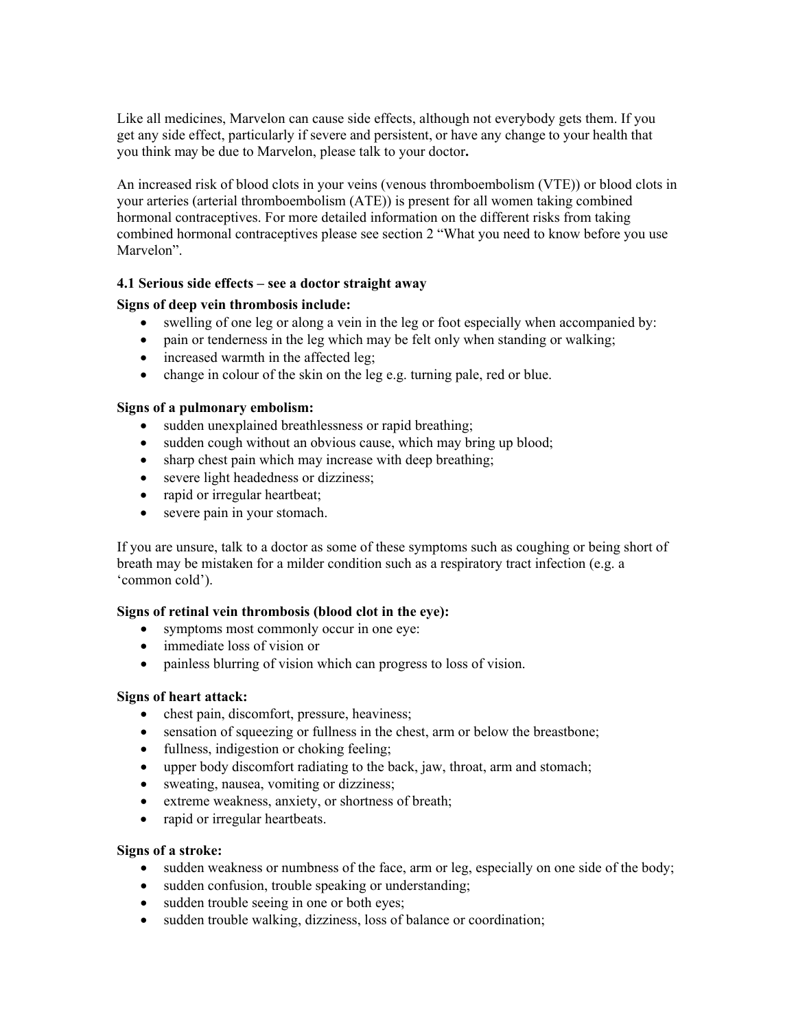Like all medicines, Marvelon can cause side effects, although not everybody gets them. If you get any side effect, particularly if severe and persistent, or have any change to your health that you think may be due to Marvelon, please talk to your doctor**.**

An increased risk of blood clots in your veins (venous thromboembolism (VTE)) or blood clots in your arteries (arterial thromboembolism (ATE)) is present for all women taking combined hormonal contraceptives. For more detailed information on the different risks from taking combined hormonal contraceptives please see section 2 "What you need to know before you use Marvelon".

**4.1 Serious side effects – see a doctor straight away**

**Signs of deep vein thrombosis include:**

- swelling of one leg or along a vein in the leg or foot especially when accompanied by:
- pain or tenderness in the leg which may be felt only when standing or walking;
- increased warmth in the affected leg;
- change in colour of the skin on the leg e.g. turning pale, red or blue.

**Signs of a pulmonary embolism:**

- sudden unexplained breathlessness or rapid breathing;
- sudden cough without an obvious cause, which may bring up blood;
- sharp chest pain which may increase with deep breathing;
- severe light headedness or dizziness;
- rapid or irregular heartbeat;
- severe pain in your stomach.

If you are unsure, talk to a doctor as some of these symptoms such as coughing or being short of breath may be mistaken for a milder condition such as a respiratory tract infection (e.g. a 'common cold').

**Signs of retinal vein thrombosis (blood clot in the eye):**

- symptoms most commonly occur in one eye:
- immediate loss of vision or
- painless blurring of vision which can progress to loss of vision.

**Signs of heart attack:**

- chest pain, discomfort, pressure, heaviness;
- sensation of squeezing or fullness in the chest, arm or below the breastbone;
- fullness, indigestion or choking feeling;
- upper body discomfort radiating to the back, jaw, throat, arm and stomach;
- sweating, nausea, vomiting or dizziness;
- extreme weakness, anxiety, or shortness of breath;
- rapid or irregular heartbeats.

**Signs of a stroke:**

- sudden weakness or numbness of the face, arm or leg, especially on one side of the body;
- sudden confusion, trouble speaking or understanding;
- sudden trouble seeing in one or both eyes;
- sudden trouble walking, dizziness, loss of balance or coordination;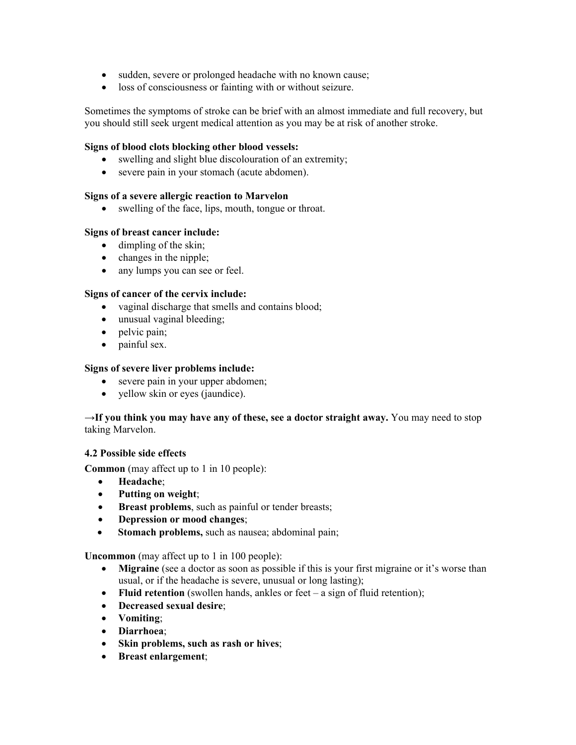- sudden, severe or prolonged headache with no known cause;
- loss of consciousness or fainting with or without seizure.

Sometimes the symptoms of stroke can be brief with an almost immediate and full recovery, but you should still seek urgent medical attention as you may be at risk of another stroke.

**Signs of blood clots blocking other blood vessels:**

- swelling and slight blue discolouration of an extremity;
- severe pain in your stomach (acute abdomen).

**Signs of a severe allergic reaction to Marvelon**

- swelling of the face, lips, mouth, tongue or throat.

**Signs of breast cancer include:**

- dimpling of the skin;
- changes in the nipple;
- any lumps you can see or feel.

**Signs of cancer of the cervix include:**

- vaginal discharge that smells and contains blood;
- unusual vaginal bleeding;
- pelvic pain;
- painful sex.

**Signs of severe liver problems include:**

- severe pain in your upper abdomen;
- yellow skin or eyes (jaundice).

**→If you think you may have any of these, see a doctor straight away.** You may need to stop taking Marvelon.

**4.2 Possible side effects**

**Common** (may affect up to 1 in 10 people):

- **Headache**;
- **Putting on weight**;
- **Breast problems**, such as painful or tender breasts;
- **Depression or mood changes**;
- **Stomach problems,** such as nausea; abdominal pain;

**Uncommon** (may affect up to 1 in 100 people):

- **Migraine** (see a doctor as soon as possible if this is your first migraine or it's worse than usual, or if the headache is severe, unusual or long lasting);
- **Fluid retention** (swollen hands, ankles or feet – a sign of fluid retention);
- **Decreased sexual desire**;
- **Vomiting**;
- **Diarrhoea**;
- **Skin problems, such as rash or hives**;
- **Breast enlargement**;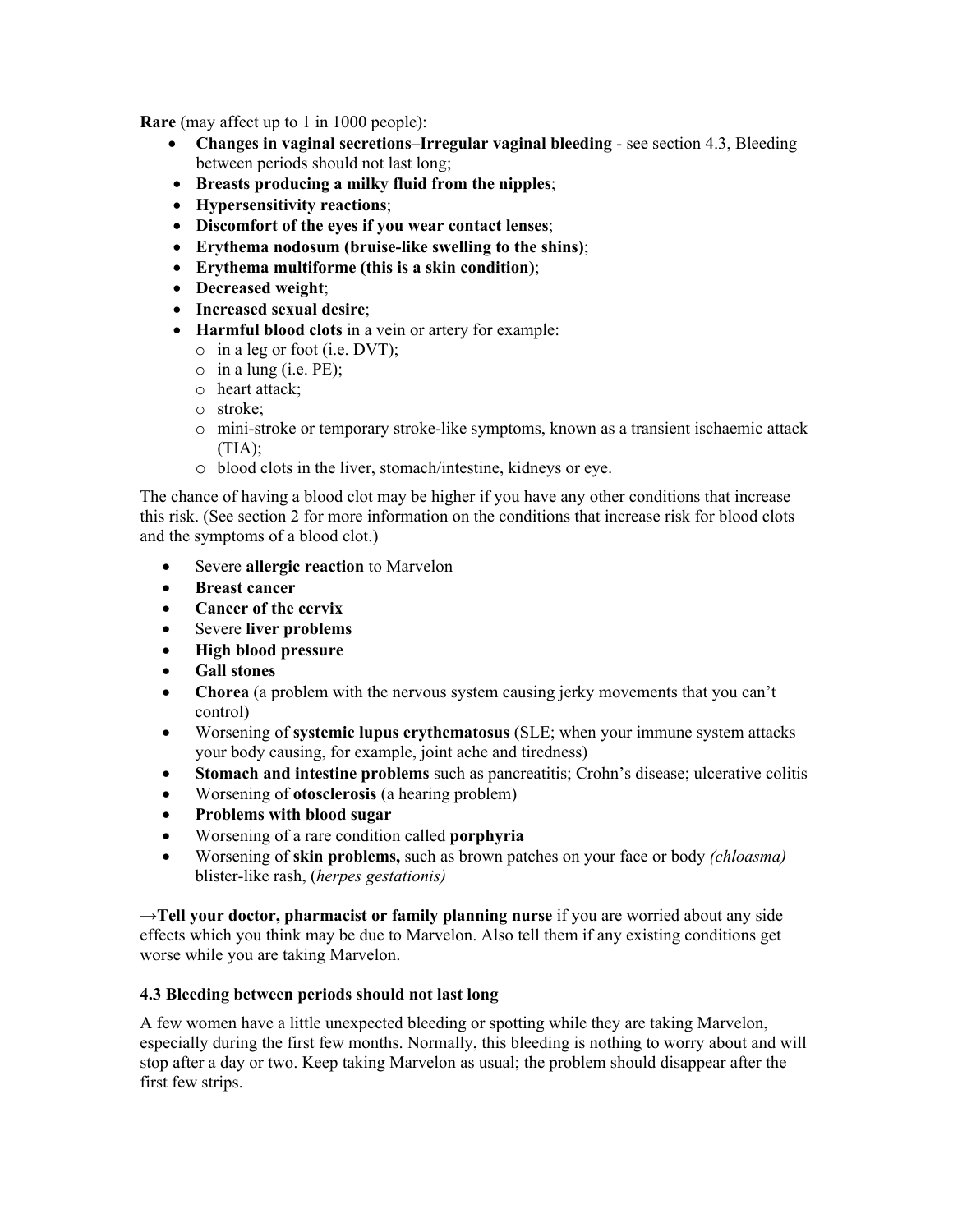**Rare** (may affect up to 1 in 1000 people):

- **Changes in vaginal secretions–Irregular vaginal bleeding** - see section 4.3, Bleeding between periods should not last long;
- **Breasts producing a milky fluid from the nipples**;
- **Hypersensitivity reactions**;
- **Discomfort of the eyes if you wear contact lenses**;
- **Erythema nodosum (bruise-like swelling to the shins)**;
- **Erythema multiforme (this is a skin condition)**;
- **Decreased weight**;
- **Increased sexual desire**;
- **Harmful blood clots** in a vein or artery for example:
  - in a leg or foot (i.e. DVT);
  - in a lung (i.e. PE);
  - heart attack;
  - stroke;
  - mini-stroke or temporary stroke-like symptoms, known as a transient ischaemic attack (TIA);
  - blood clots in the liver, stomach/intestine, kidneys or eye.

The chance of having a blood clot may be higher if you have any other conditions that increase this risk. (See section 2 for more information on the conditions that increase risk for blood clots and the symptoms of a blood clot.)

- Severe **allergic reaction** to Marvelon
- **Breast cancer**
- **Cancer of the cervix**
- Severe **liver problems**
- **High blood pressure**
- **Gall stones**
- **Chorea** (a problem with the nervous system causing jerky movements that you can't control)
- Worsening of **systemic lupus erythematosus** (SLE; when your immune system attacks your body causing, for example, joint ache and tiredness)
- **Stomach and intestine problems** such as pancreatitis; Crohn's disease; ulcerative colitis
- Worsening of **otosclerosis** (a hearing problem)
- **Problems with blood sugar**
- Worsening of a rare condition called **porphyria**
- Worsening of **skin problems,** such as brown patches on your face or body *(chloasma)* blister-like rash, (*herpes gestationis)*

**→Tell your doctor, pharmacist or family planning nurse** if you are worried about any side effects which you think may be due to Marvelon. Also tell them if any existing conditions get worse while you are taking Marvelon.

### 4.3 Bleeding between periods should not last long

A few women have a little unexpected bleeding or spotting while they are taking Marvelon, especially during the first few months. Normally, this bleeding is nothing to worry about and will stop after a day or two. Keep taking Marvelon as usual; the problem should disappear after the first few strips.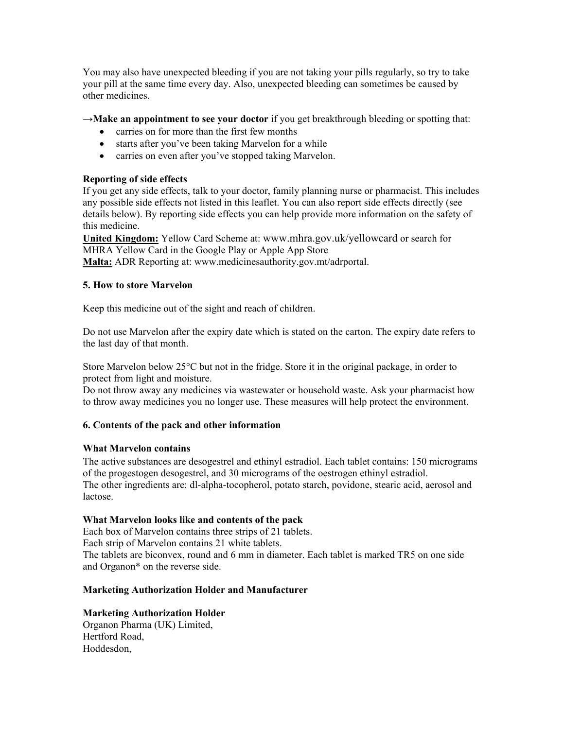You may also have unexpected bleeding if you are not taking your pills regularly, so try to take your pill at the same time every day. Also, unexpected bleeding can sometimes be caused by other medicines.

→**Make an appointment to see your doctor** if you get breakthrough bleeding or spotting that:

- carries on for more than the first few months
- starts after you've been taking Marvelon for a while
- carries on even after you've stopped taking Marvelon.

**Reporting of side effects**

If you get any side effects, talk to your doctor, family planning nurse or pharmacist. This includes any possible side effects not listed in this leaflet. You can also report side effects directly (see details below). By reporting side effects you can help provide more information on the safety of this medicine.

**United Kingdom:** Yellow Card Scheme at: www.mhra.gov.uk/yellowcard or search for MHRA Yellow Card in the Google Play or Apple App Store

**Malta:** ADR Reporting at: www.medicinesauthority.gov.mt/adrportal.

### 5. How to store Marvelon

Keep this medicine out of the sight and reach of children.

Do not use Marvelon after the expiry date which is stated on the carton. The expiry date refers to the last day of that month.

Store Marvelon below 25°C but not in the fridge. Store it in the original package, in order to protect from light and moisture.

Do not throw away any medicines via wastewater or household waste. Ask your pharmacist how to throw away medicines you no longer use. These measures will help protect the environment.

### 6. Contents of the pack and other information

**What Marvelon contains**

The active substances are desogestrel and ethinyl estradiol. Each tablet contains: 150 micrograms of the progestogen desogestrel, and 30 micrograms of the oestrogen ethinyl estradiol.

The other ingredients are: dl-alpha-tocopherol, potato starch, povidone, stearic acid, aerosol and lactose.

**What Marvelon looks like and contents of the pack**

Each box of Marvelon contains three strips of 21 tablets.

Each strip of Marvelon contains 21 white tablets.

The tablets are biconvex, round and 6 mm in diameter. Each tablet is marked TR5 on one side and Organon* on the reverse side.

**Marketing Authorization Holder and Manufacturer**

**Marketing Authorization Holder**

Organon Pharma (UK) Limited,
Hertford Road,
Hoddesdon,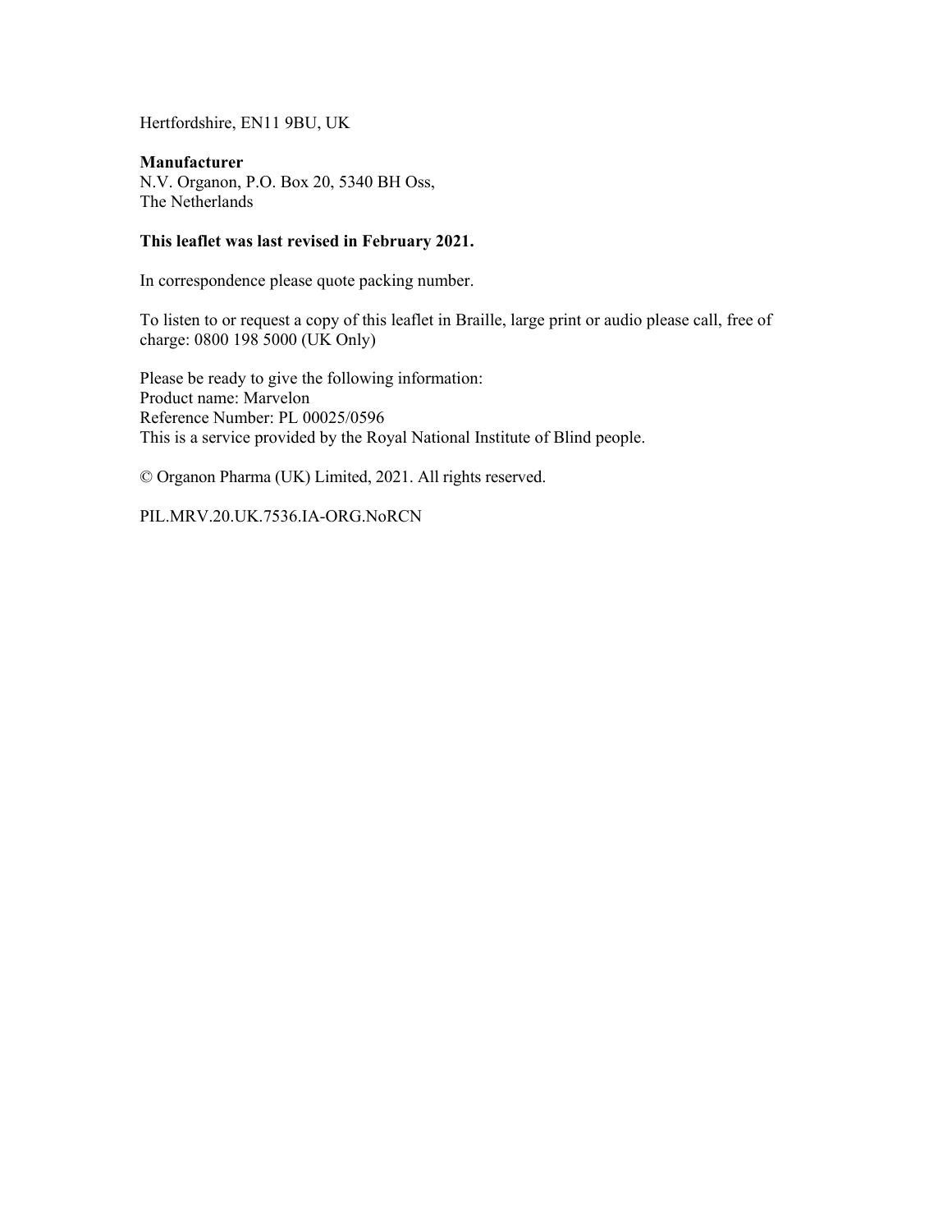Hertfordshire, EN11 9BU, UK

**Manufacturer**
N.V. Organon, P.O. Box 20, 5340 BH Oss,
The Netherlands

**This leaflet was last revised in February 2021.**

In correspondence please quote packing number.

To listen to or request a copy of this leaflet in Braille, large print or audio please call, free of charge: 0800 198 5000 (UK Only)

Please be ready to give the following information:
Product name: Marvelon
Reference Number: PL 00025/0596
This is a service provided by the Royal National Institute of Blind people.

© Organon Pharma (UK) Limited, 2021. All rights reserved.

PIL.MRV.20.UK.7536.IA-ORG.NoRCN